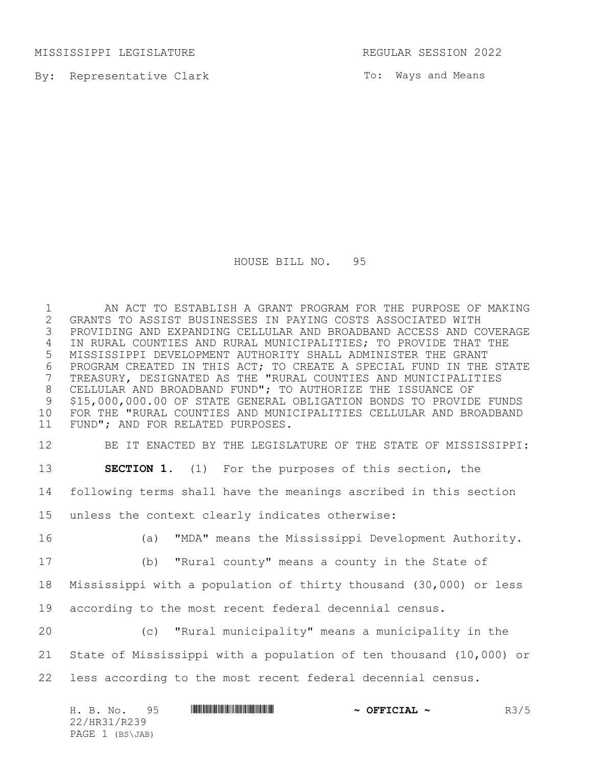MISSISSIPPI LEGISLATURE REGULAR SESSION 2022

By: Representative Clark

To: Ways and Means

# HOUSE BILL NO. 95

AN ACT TO ESTABLISH A GRANT PROGRAM FOR THE PURPOSE OF MAKING GRANTS TO ASSIST BUSINESSES IN PAYING COSTS ASSOCIATED WITH PROVIDING AND EXPANDING CELLULAR AND BROADBAND ACCESS AND COVERAGE IN RURAL COUNTIES AND RURAL MUNICIPALITIES; TO PROVIDE THAT THE MISSISSIPPI DEVELOPMENT AUTHORITY SHALL ADMINISTER THE GRANT PROGRAM CREATED IN THIS ACT; TO CREATE A SPECIAL FUND IN THE STATE TREASURY, DESIGNATED AS THE "RURAL COUNTIES AND MUNICIPALITIES CELLULAR AND BROADBAND FUND"; TO AUTHORIZE THE ISSUANCE OF $15,000,000.00 OF STATE GENERAL OBLIGATION BONDS TO PROVIDE FUNDS FOR THE "RURAL COUNTIES AND MUNICIPALITIES CELLULAR AND BROADBAND FUND"; AND FOR RELATED PURPOSES.

BE IT ENACTED BY THE LEGISLATURE OF THE STATE OF MISSISSIPPI:

**SECTION 1.** (1) For the purposes of this section, the following terms shall have the meanings ascribed in this section unless the context clearly indicates otherwise:

(a) "MDA" means the Mississippi Development Authority.

(b) "Rural county" means a county in the State of Mississippi with a population of thirty thousand (30,000) or less according to the most recent federal decennial census.

(c) "Rural municipality" means a municipality in the State of Mississippi with a population of ten thousand (10,000) or less according to the most recent federal decennial census.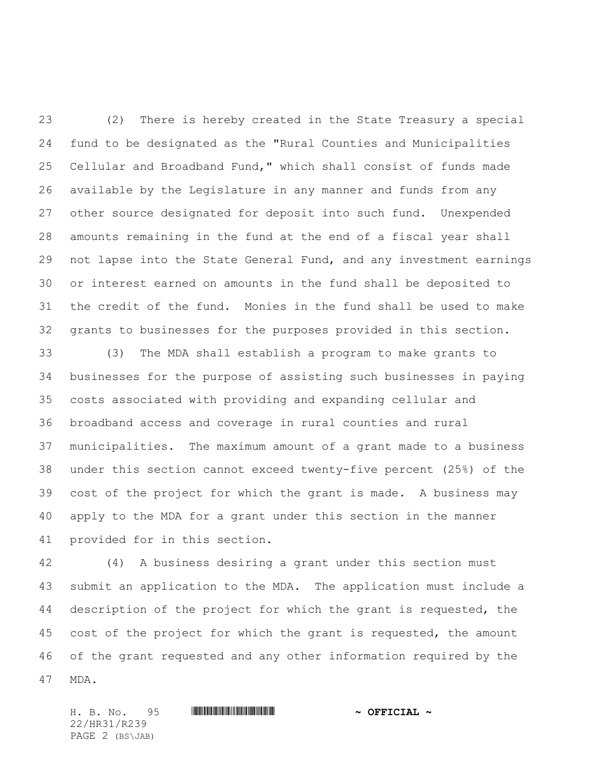(2) There is hereby created in the State Treasury a special fund to be designated as the "Rural Counties and Municipalities Cellular and Broadband Fund," which shall consist of funds made available by the Legislature in any manner and funds from any other source designated for deposit into such fund. Unexpended amounts remaining in the fund at the end of a fiscal year shall not lapse into the State General Fund, and any investment earnings or interest earned on amounts in the fund shall be deposited to the credit of the fund. Monies in the fund shall be used to make grants to businesses for the purposes provided in this section.

(3) The MDA shall establish a program to make grants to businesses for the purpose of assisting such businesses in paying costs associated with providing and expanding cellular and broadband access and coverage in rural counties and rural municipalities. The maximum amount of a grant made to a business under this section cannot exceed twenty-five percent (25%) of the cost of the project for which the grant is made. A business may apply to the MDA for a grant under this section in the manner provided for in this section.

(4) A business desiring a grant under this section must submit an application to the MDA. The application must include a description of the project for which the grant is requested, the cost of the project for which the grant is requested, the amount of the grant requested and any other information required by the MDA.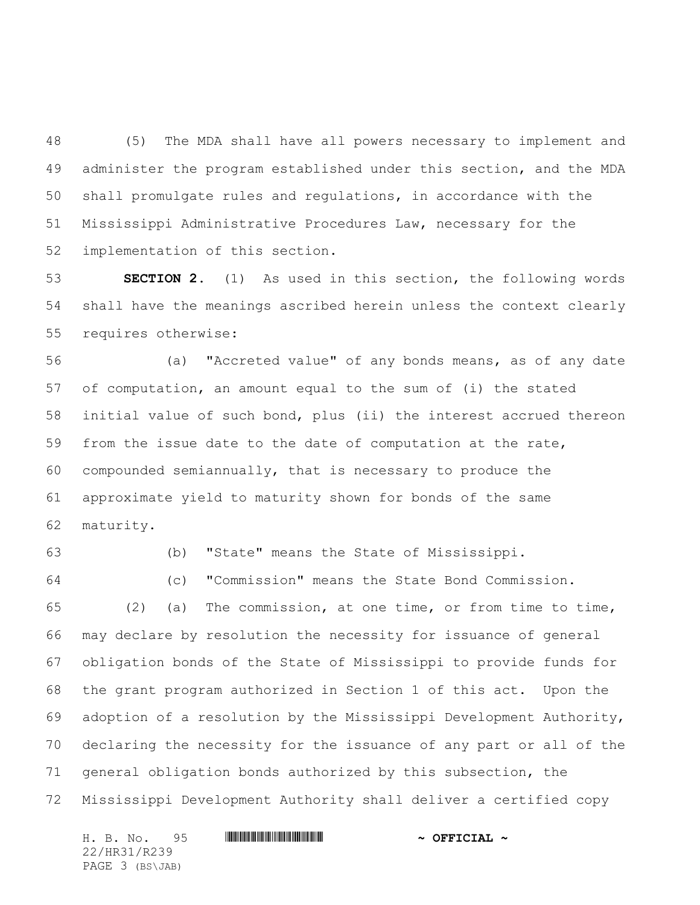(5) The MDA shall have all powers necessary to implement and administer the program established under this section, and the MDA shall promulgate rules and regulations, in accordance with the Mississippi Administrative Procedures Law, necessary for the implementation of this section.

**SECTION 2.** (1) As used in this section, the following words shall have the meanings ascribed herein unless the context clearly requires otherwise:

(a) "Accreted value" of any bonds means, as of any date of computation, an amount equal to the sum of (i) the stated initial value of such bond, plus (ii) the interest accrued thereon from the issue date to the date of computation at the rate, compounded semiannually, that is necessary to produce the approximate yield to maturity shown for bonds of the same maturity.

(b) "State" means the State of Mississippi.

(c) "Commission" means the State Bond Commission.

(2) (a) The commission, at one time, or from time to time, may declare by resolution the necessity for issuance of general obligation bonds of the State of Mississippi to provide funds for the grant program authorized in Section 1 of this act. Upon the adoption of a resolution by the Mississippi Development Authority, declaring the necessity for the issuance of any part or all of the general obligation bonds authorized by this subsection, the Mississippi Development Authority shall deliver a certified copy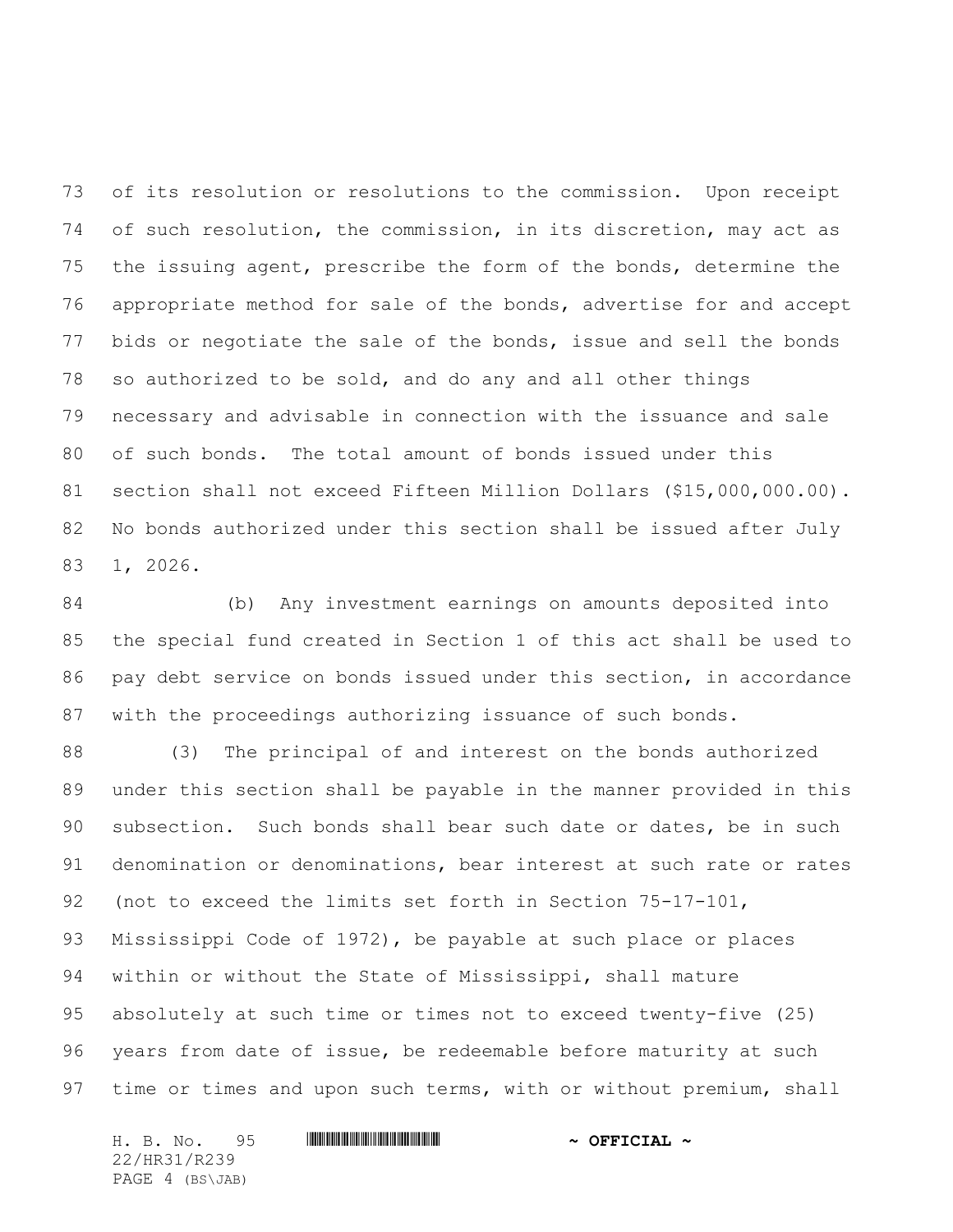of its resolution or resolutions to the commission. Upon receipt of such resolution, the commission, in its discretion, may act as the issuing agent, prescribe the form of the bonds, determine the appropriate method for sale of the bonds, advertise for and accept bids or negotiate the sale of the bonds, issue and sell the bonds so authorized to be sold, and do any and all other things necessary and advisable in connection with the issuance and sale of such bonds. The total amount of bonds issued under this section shall not exceed Fifteen Million Dollars ($15,000,000.00). No bonds authorized under this section shall be issued after July 1, 2026.

(b) Any investment earnings on amounts deposited into the special fund created in Section 1 of this act shall be used to pay debt service on bonds issued under this section, in accordance with the proceedings authorizing issuance of such bonds.

(3) The principal of and interest on the bonds authorized under this section shall be payable in the manner provided in this subsection. Such bonds shall bear such date or dates, be in such denomination or denominations, bear interest at such rate or rates (not to exceed the limits set forth in Section 75-17-101, Mississippi Code of 1972), be payable at such place or places within or without the State of Mississippi, shall mature absolutely at such time or times not to exceed twenty-five (25) years from date of issue, be redeemable before maturity at such time or times and upon such terms, with or without premium, shall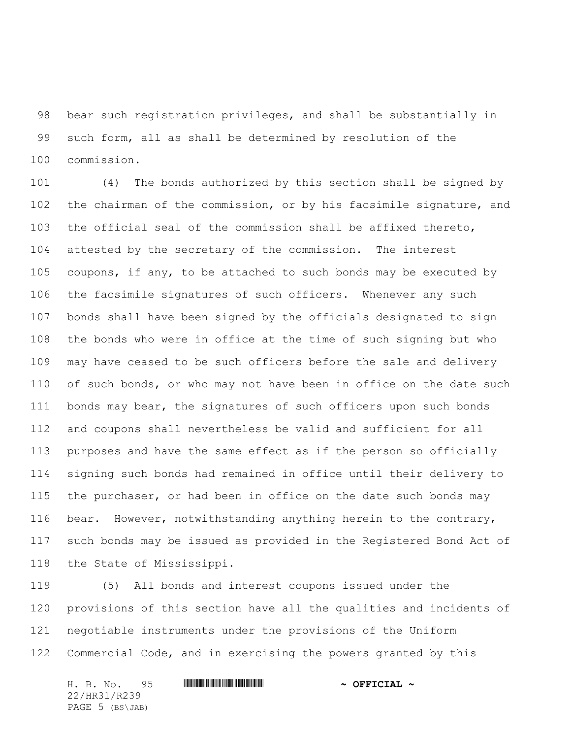bear such registration privileges, and shall be substantially in such form, all as shall be determined by resolution of the commission.

(4) The bonds authorized by this section shall be signed by the chairman of the commission, or by his facsimile signature, and the official seal of the commission shall be affixed thereto, attested by the secretary of the commission. The interest coupons, if any, to be attached to such bonds may be executed by the facsimile signatures of such officers. Whenever any such bonds shall have been signed by the officials designated to sign the bonds who were in office at the time of such signing but who may have ceased to be such officers before the sale and delivery of such bonds, or who may not have been in office on the date such bonds may bear, the signatures of such officers upon such bonds and coupons shall nevertheless be valid and sufficient for all purposes and have the same effect as if the person so officially signing such bonds had remained in office until their delivery to the purchaser, or had been in office on the date such bonds may bear. However, notwithstanding anything herein to the contrary, such bonds may be issued as provided in the Registered Bond Act of the State of Mississippi.

(5) All bonds and interest coupons issued under the provisions of this section have all the qualities and incidents of negotiable instruments under the provisions of the Uniform Commercial Code, and in exercising the powers granted by this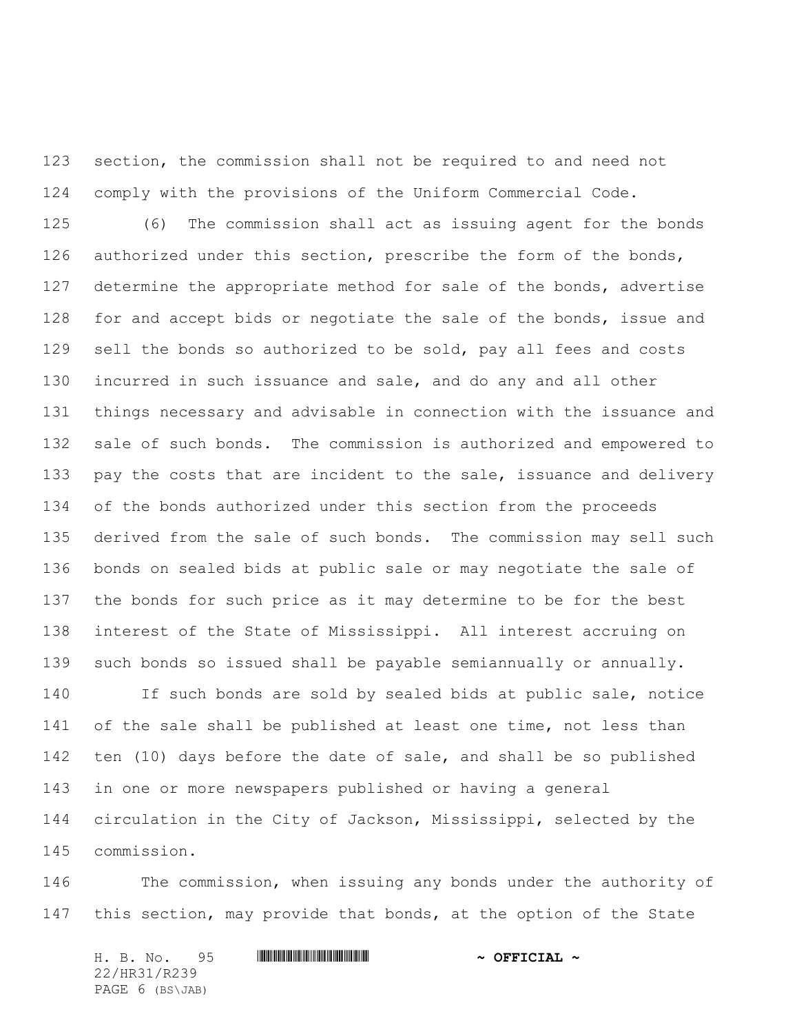section, the commission shall not be required to and need not comply with the provisions of the Uniform Commercial Code.

(6) The commission shall act as issuing agent for the bonds authorized under this section, prescribe the form of the bonds, determine the appropriate method for sale of the bonds, advertise for and accept bids or negotiate the sale of the bonds, issue and sell the bonds so authorized to be sold, pay all fees and costs incurred in such issuance and sale, and do any and all other things necessary and advisable in connection with the issuance and sale of such bonds. The commission is authorized and empowered to pay the costs that are incident to the sale, issuance and delivery of the bonds authorized under this section from the proceeds derived from the sale of such bonds. The commission may sell such bonds on sealed bids at public sale or may negotiate the sale of the bonds for such price as it may determine to be for the best interest of the State of Mississippi. All interest accruing on such bonds so issued shall be payable semiannually or annually.

If such bonds are sold by sealed bids at public sale, notice of the sale shall be published at least one time, not less than ten (10) days before the date of sale, and shall be so published in one or more newspapers published or having a general circulation in the City of Jackson, Mississippi, selected by the commission.

The commission, when issuing any bonds under the authority of this section, may provide that bonds, at the option of the State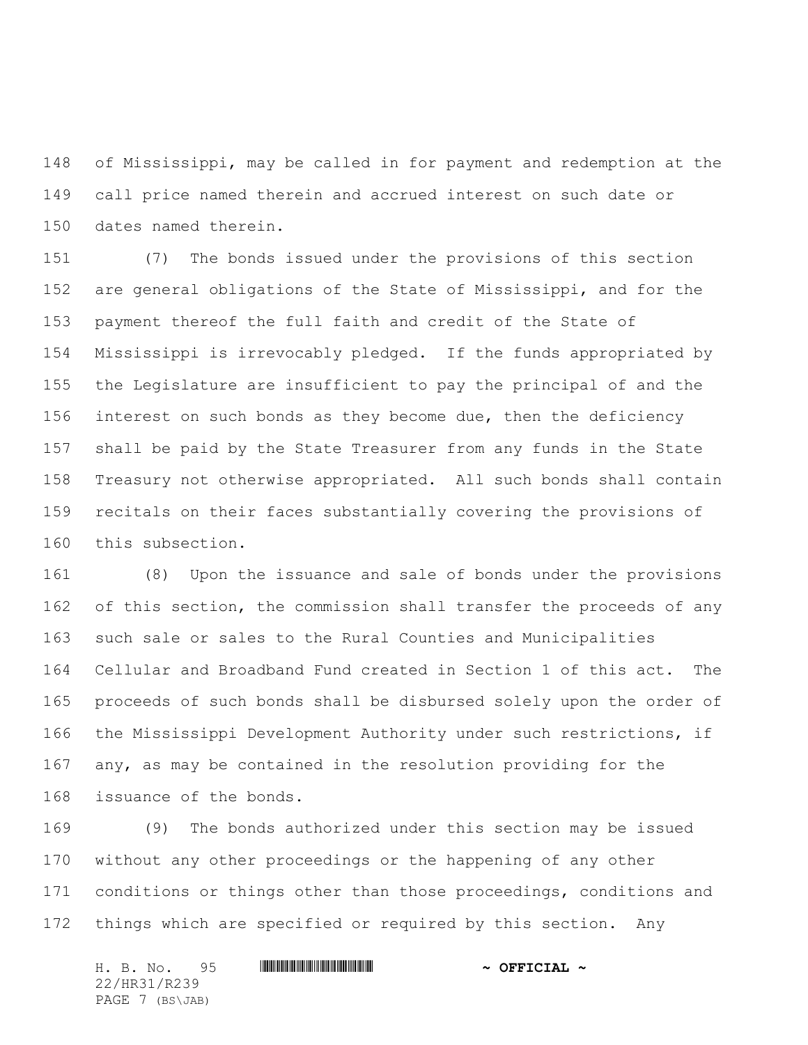of Mississippi, may be called in for payment and redemption at the call price named therein and accrued interest on such date or dates named therein.

(7) The bonds issued under the provisions of this section are general obligations of the State of Mississippi, and for the payment thereof the full faith and credit of the State of Mississippi is irrevocably pledged. If the funds appropriated by the Legislature are insufficient to pay the principal of and the interest on such bonds as they become due, then the deficiency shall be paid by the State Treasurer from any funds in the State Treasury not otherwise appropriated. All such bonds shall contain recitals on their faces substantially covering the provisions of this subsection.

(8) Upon the issuance and sale of bonds under the provisions of this section, the commission shall transfer the proceeds of any such sale or sales to the Rural Counties and Municipalities Cellular and Broadband Fund created in Section 1 of this act. The proceeds of such bonds shall be disbursed solely upon the order of the Mississippi Development Authority under such restrictions, if any, as may be contained in the resolution providing for the issuance of the bonds.

(9) The bonds authorized under this section may be issued without any other proceedings or the happening of any other conditions or things other than those proceedings, conditions and things which are specified or required by this section. Any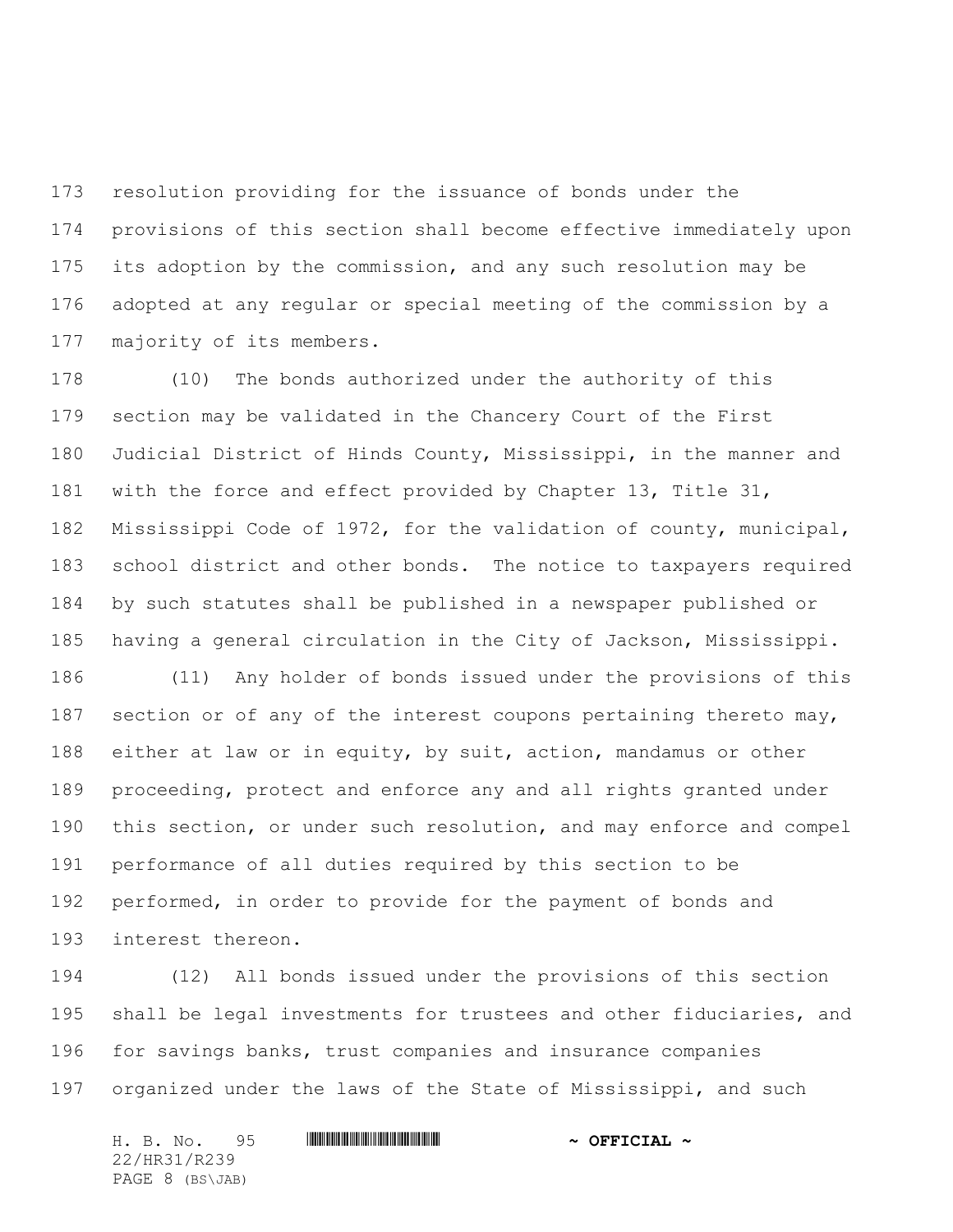resolution providing for the issuance of bonds under the provisions of this section shall become effective immediately upon its adoption by the commission, and any such resolution may be adopted at any regular or special meeting of the commission by a majority of its members.

(10) The bonds authorized under the authority of this section may be validated in the Chancery Court of the First Judicial District of Hinds County, Mississippi, in the manner and with the force and effect provided by Chapter 13, Title 31, Mississippi Code of 1972, for the validation of county, municipal, school district and other bonds. The notice to taxpayers required by such statutes shall be published in a newspaper published or having a general circulation in the City of Jackson, Mississippi.

(11) Any holder of bonds issued under the provisions of this section or of any of the interest coupons pertaining thereto may, either at law or in equity, by suit, action, mandamus or other proceeding, protect and enforce any and all rights granted under this section, or under such resolution, and may enforce and compel performance of all duties required by this section to be performed, in order to provide for the payment of bonds and interest thereon.

(12) All bonds issued under the provisions of this section shall be legal investments for trustees and other fiduciaries, and for savings banks, trust companies and insurance companies organized under the laws of the State of Mississippi, and such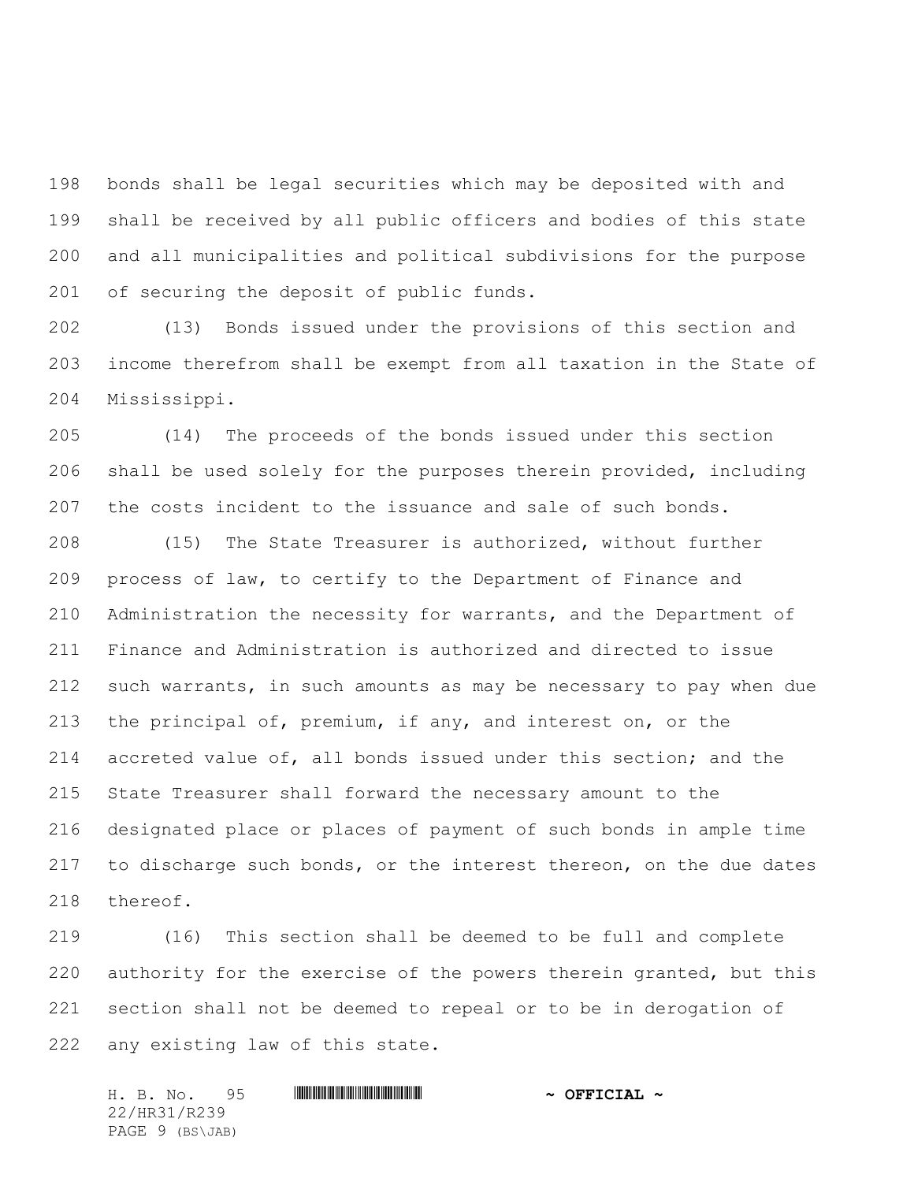bonds shall be legal securities which may be deposited with and shall be received by all public officers and bodies of this state and all municipalities and political subdivisions for the purpose of securing the deposit of public funds.

(13) Bonds issued under the provisions of this section and income therefrom shall be exempt from all taxation in the State of Mississippi.

(14) The proceeds of the bonds issued under this section shall be used solely for the purposes therein provided, including the costs incident to the issuance and sale of such bonds.

(15) The State Treasurer is authorized, without further process of law, to certify to the Department of Finance and Administration the necessity for warrants, and the Department of Finance and Administration is authorized and directed to issue such warrants, in such amounts as may be necessary to pay when due the principal of, premium, if any, and interest on, or the accreted value of, all bonds issued under this section; and the State Treasurer shall forward the necessary amount to the designated place or places of payment of such bonds in ample time to discharge such bonds, or the interest thereon, on the due dates thereof.

(16) This section shall be deemed to be full and complete authority for the exercise of the powers therein granted, but this section shall not be deemed to repeal or to be in derogation of any existing law of this state.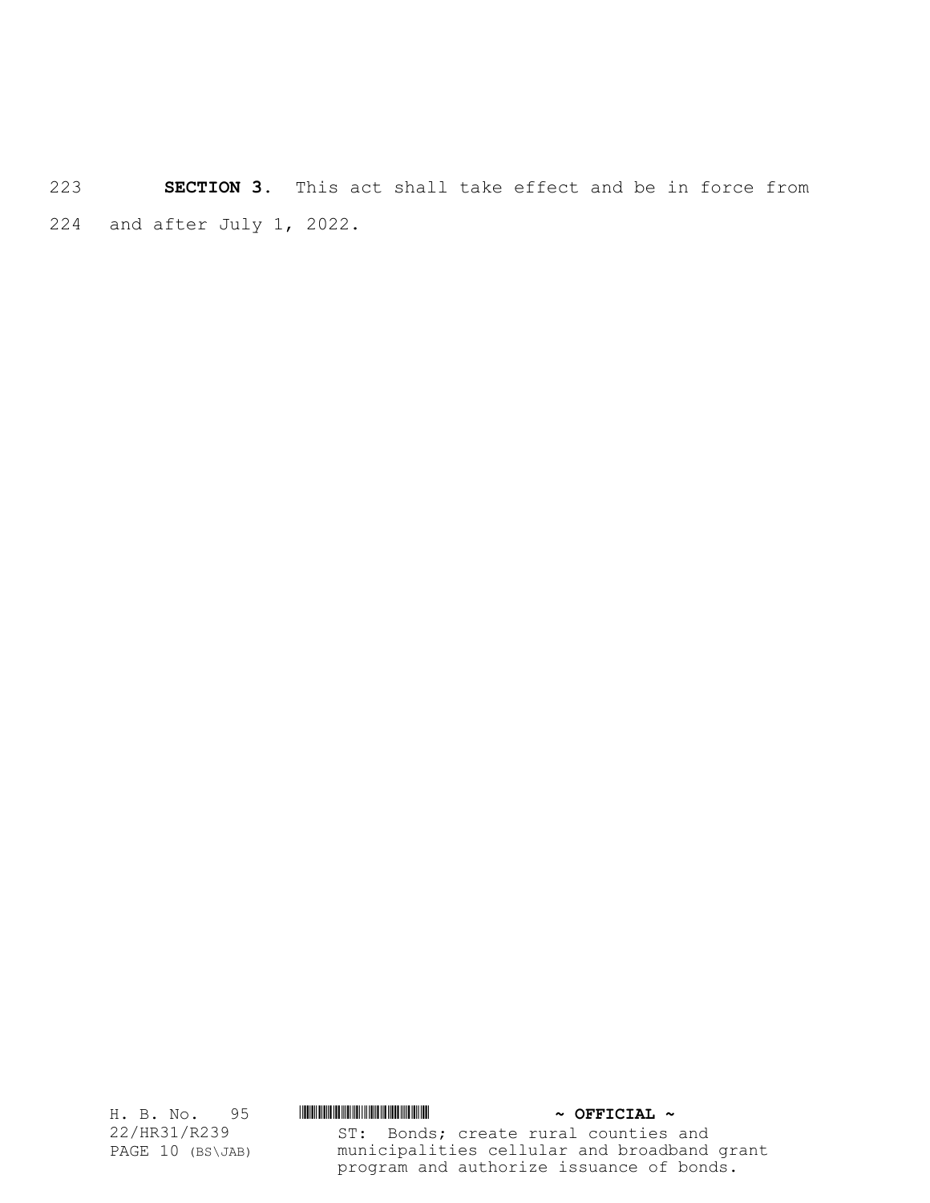**SECTION 3.** This act shall take effect and be in force from and after July 1, 2022.